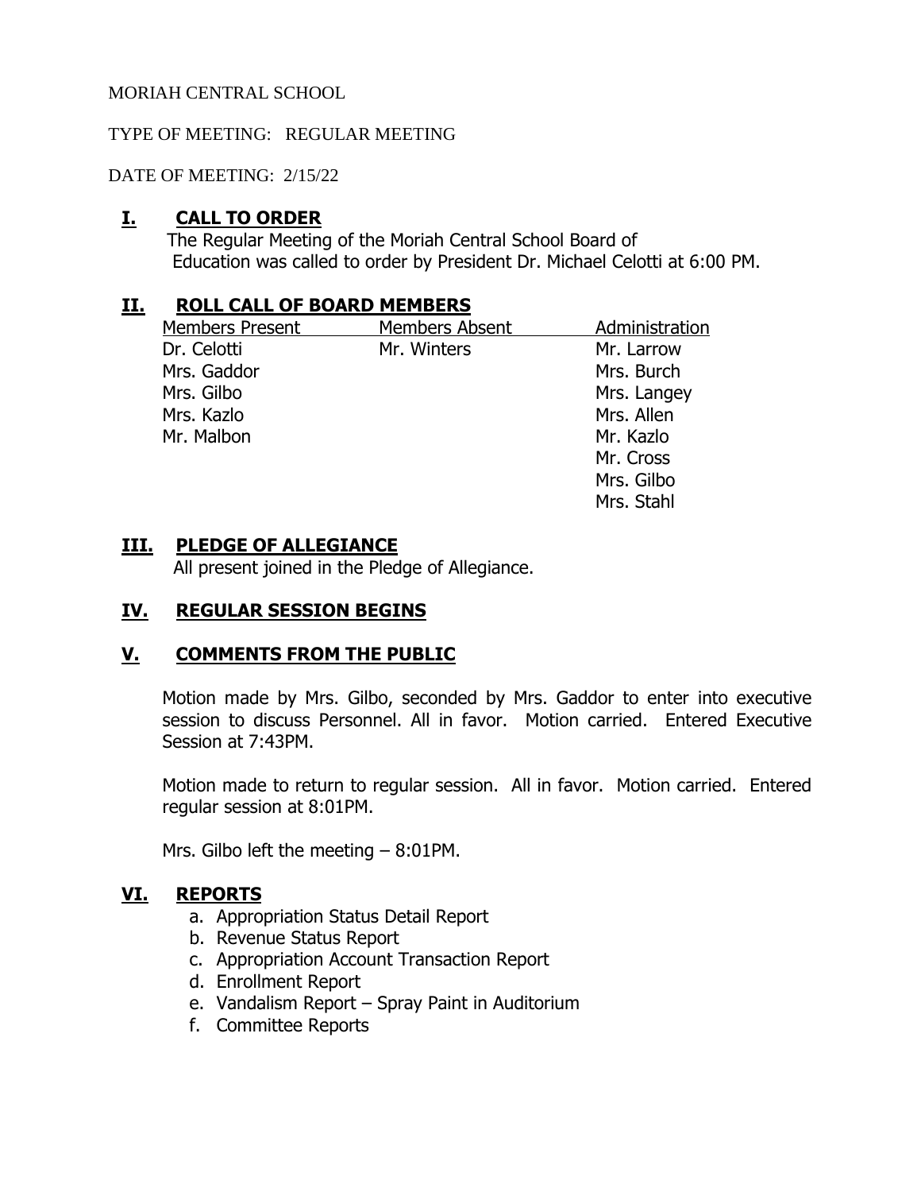MORIAH CENTRAL SCHOOL

TYPE OF MEETING: REGULAR MEETING

DATE OF MEETING: 2/15/22

## I. CALL TO ORDER

The Regular Meeting of the Moriah Central School Board of Education was called to order by President Dr. Michael Celotti at 6:00 PM.

## II. ROLL CALL OF BOARD MEMBERS

| Members Present | Members Absent | Administration |
|---|---|---|
| Dr. Celotti | Mr. Winters | Mr. Larrow |
| Mrs. Gaddor | | Mrs. Burch |
| Mrs. Gilbo | | Mrs. Langey |
| Mrs. Kazlo | | Mrs. Allen |
| Mr. Malbon | | Mr. Kazlo |
| | | Mr. Cross |
| | | Mrs. Gilbo |
| | | Mrs. Stahl |

## III. PLEDGE OF ALLEGIANCE

All present joined in the Pledge of Allegiance.

## IV. REGULAR SESSION BEGINS

## V. COMMENTS FROM THE PUBLIC

Motion made by Mrs. Gilbo, seconded by Mrs. Gaddor to enter into executive session to discuss Personnel. All in favor. Motion carried. Entered Executive Session at 7:43PM.

Motion made to return to regular session. All in favor. Motion carried. Entered regular session at 8:01PM.

Mrs. Gilbo left the meeting – 8:01PM.

## VI. REPORTS

a. Appropriation Status Detail Report
b. Revenue Status Report
c. Appropriation Account Transaction Report
d. Enrollment Report
e. Vandalism Report – Spray Paint in Auditorium
f. Committee Reports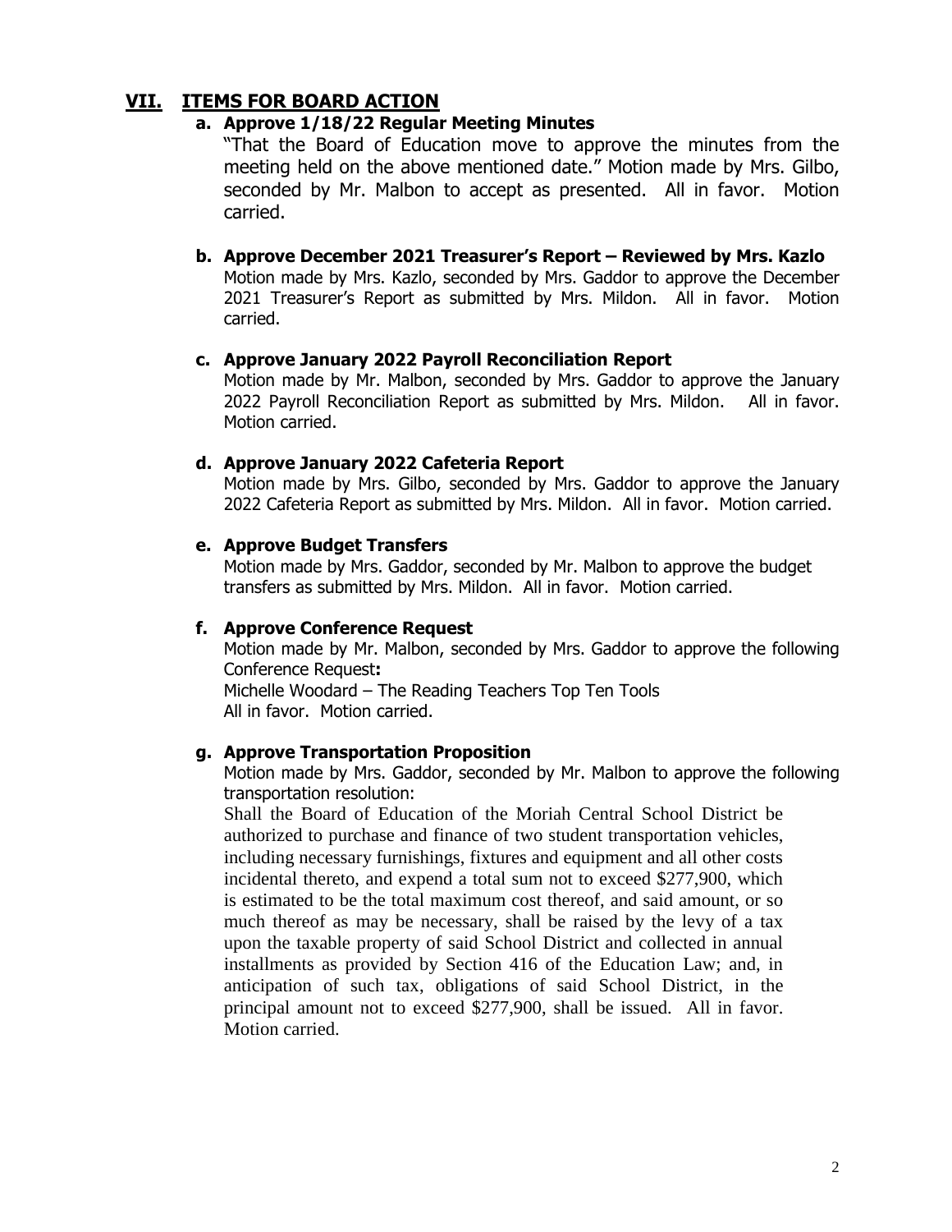## VII. ITEMS FOR BOARD ACTION

### a. Approve 1/18/22 Regular Meeting Minutes

"That the Board of Education move to approve the minutes from the meeting held on the above mentioned date." Motion made by Mrs. Gilbo, seconded by Mr. Malbon to accept as presented. All in favor. Motion carried.

### b. Approve December 2021 Treasurer's Report – Reviewed by Mrs. Kazlo

Motion made by Mrs. Kazlo, seconded by Mrs. Gaddor to approve the December 2021 Treasurer's Report as submitted by Mrs. Mildon. All in favor. Motion carried.

### c. Approve January 2022 Payroll Reconciliation Report

Motion made by Mr. Malbon, seconded by Mrs. Gaddor to approve the January 2022 Payroll Reconciliation Report as submitted by Mrs. Mildon. All in favor. Motion carried.

### d. Approve January 2022 Cafeteria Report

Motion made by Mrs. Gilbo, seconded by Mrs. Gaddor to approve the January 2022 Cafeteria Report as submitted by Mrs. Mildon. All in favor. Motion carried.

### e. Approve Budget Transfers

Motion made by Mrs. Gaddor, seconded by Mr. Malbon to approve the budget transfers as submitted by Mrs. Mildon. All in favor. Motion carried.

### f. Approve Conference Request

Motion made by Mr. Malbon, seconded by Mrs. Gaddor to approve the following Conference Request**:**
Michelle Woodard – The Reading Teachers Top Ten Tools
All in favor. Motion carried.

### g. Approve Transportation Proposition

Motion made by Mrs. Gaddor, seconded by Mr. Malbon to approve the following transportation resolution:

Shall the Board of Education of the Moriah Central School District be authorized to purchase and finance of two student transportation vehicles, including necessary furnishings, fixtures and equipment and all other costs incidental thereto, and expend a total sum not to exceed $277,900, which is estimated to be the total maximum cost thereof, and said amount, or so much thereof as may be necessary, shall be raised by the levy of a tax upon the taxable property of said School District and collected in annual installments as provided by Section 416 of the Education Law; and, in anticipation of such tax, obligations of said School District, in the principal amount not to exceed $277,900, shall be issued. All in favor. Motion carried.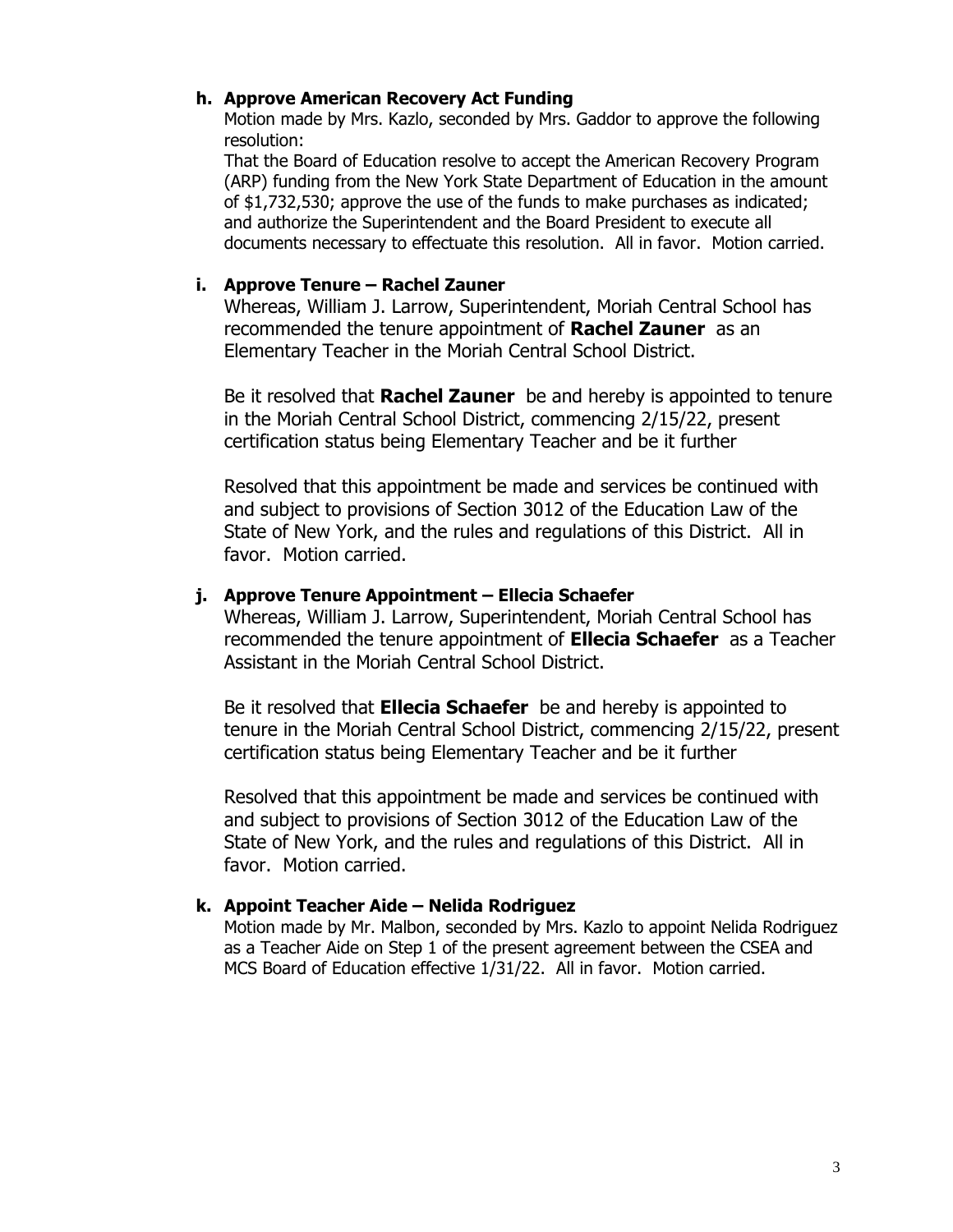**h. Approve American Recovery Act Funding**

Motion made by Mrs. Kazlo, seconded by Mrs. Gaddor to approve the following resolution:
That the Board of Education resolve to accept the American Recovery Program (ARP) funding from the New York State Department of Education in the amount of $1,732,530; approve the use of the funds to make purchases as indicated; and authorize the Superintendent and the Board President to execute all documents necessary to effectuate this resolution. All in favor. Motion carried.

**i. Approve Tenure – Rachel Zauner**

Whereas, William J. Larrow, Superintendent, Moriah Central School has recommended the tenure appointment of **Rachel Zauner** as an Elementary Teacher in the Moriah Central School District.

Be it resolved that **Rachel Zauner** be and hereby is appointed to tenure in the Moriah Central School District, commencing 2/15/22, present certification status being Elementary Teacher and be it further

Resolved that this appointment be made and services be continued with and subject to provisions of Section 3012 of the Education Law of the State of New York, and the rules and regulations of this District. All in favor. Motion carried.

**j. Approve Tenure Appointment – Ellecia Schaefer**

Whereas, William J. Larrow, Superintendent, Moriah Central School has recommended the tenure appointment of **Ellecia Schaefer** as a Teacher Assistant in the Moriah Central School District.

Be it resolved that **Ellecia Schaefer** be and hereby is appointed to tenure in the Moriah Central School District, commencing 2/15/22, present certification status being Elementary Teacher and be it further

Resolved that this appointment be made and services be continued with and subject to provisions of Section 3012 of the Education Law of the State of New York, and the rules and regulations of this District. All in favor. Motion carried.

**k. Appoint Teacher Aide – Nelida Rodriguez**

Motion made by Mr. Malbon, seconded by Mrs. Kazlo to appoint Nelida Rodriguez as a Teacher Aide on Step 1 of the present agreement between the CSEA and MCS Board of Education effective 1/31/22. All in favor. Motion carried.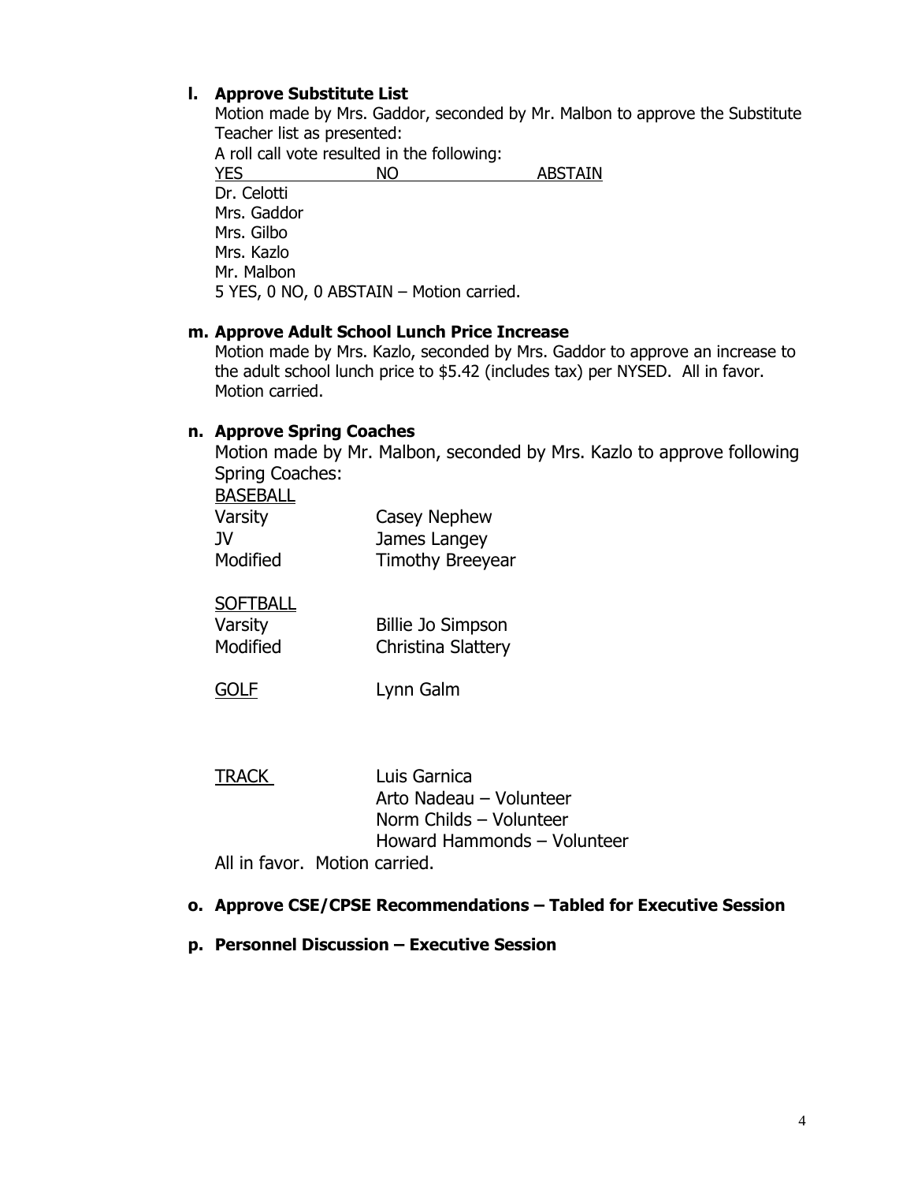**l. Approve Substitute List**

Motion made by Mrs. Gaddor, seconded by Mr. Malbon to approve the Substitute Teacher list as presented:

A roll call vote resulted in the following:

| YES | NO | ABSTAIN |
|---|---|---|
| Dr. Celotti | | |
| Mrs. Gaddor | | |
| Mrs. Gilbo | | |
| Mrs. Kazlo | | |
| Mr. Malbon | | |

5 YES, 0 NO, 0 ABSTAIN – Motion carried.

**m. Approve Adult School Lunch Price Increase**

Motion made by Mrs. Kazlo, seconded by Mrs. Gaddor to approve an increase to the adult school lunch price to $5.42 (includes tax) per NYSED. All in favor. Motion carried.

**n. Approve Spring Coaches**

Motion made by Mr. Malbon, seconded by Mrs. Kazlo to approve following Spring Coaches:

BASEBALL

| | |
|---|---|
| Varsity | Casey Nephew |
| JV | James Langey |
| Modified | Timothy Breeyear |

SOFTBALL

| | |
|---|---|
| Varsity | Billie Jo Simpson |
| Modified | Christina Slattery |

GOLF — Lynn Galm

TRACK — Luis Garnica
Arto Nadeau – Volunteer
Norm Childs – Volunteer
Howard Hammonds – Volunteer

All in favor. Motion carried.

**o. Approve CSE/CPSE Recommendations – Tabled for Executive Session**

**p. Personnel Discussion – Executive Session**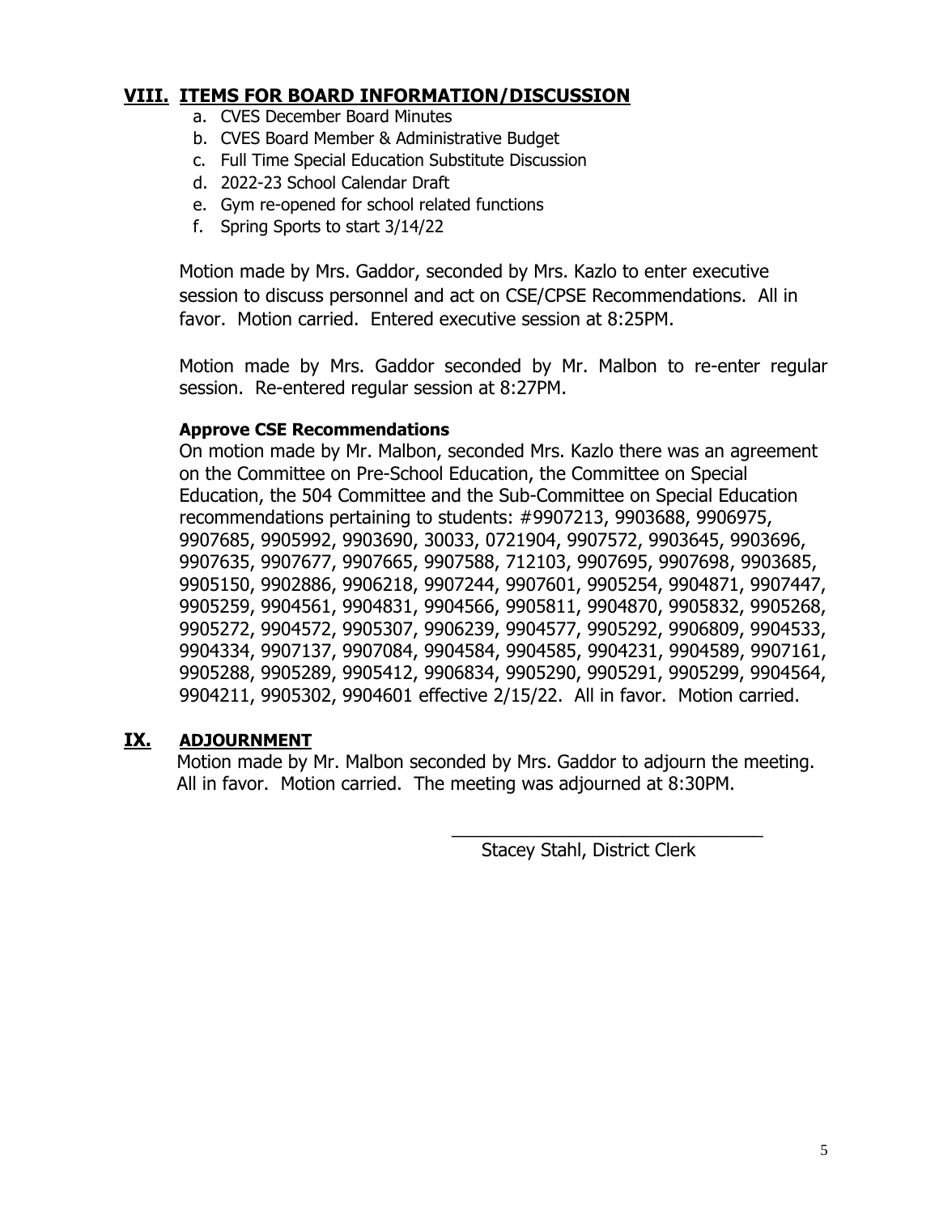## VIII. ITEMS FOR BOARD INFORMATION/DISCUSSION

a. CVES December Board Minutes
b. CVES Board Member & Administrative Budget
c. Full Time Special Education Substitute Discussion
d. 2022-23 School Calendar Draft
e. Gym re-opened for school related functions
f. Spring Sports to start 3/14/22

Motion made by Mrs. Gaddor, seconded by Mrs. Kazlo to enter executive session to discuss personnel and act on CSE/CPSE Recommendations. All in favor. Motion carried. Entered executive session at 8:25PM.

Motion made by Mrs. Gaddor seconded by Mr. Malbon to re-enter regular session. Re-entered regular session at 8:27PM.

**Approve CSE Recommendations**

On motion made by Mr. Malbon, seconded Mrs. Kazlo there was an agreement on the Committee on Pre-School Education, the Committee on Special Education, the 504 Committee and the Sub-Committee on Special Education recommendations pertaining to students: #9907213, 9903688, 9906975, 9907685, 9905992, 9903690, 30033, 0721904, 9907572, 9903645, 9903696, 9907635, 9907677, 9907665, 9907588, 712103, 9907695, 9907698, 9903685, 9905150, 9902886, 9906218, 9907244, 9907601, 9905254, 9904871, 9907447, 9905259, 9904561, 9904831, 9904566, 9905811, 9904870, 9905832, 9905268, 9905272, 9904572, 9905307, 9906239, 9904577, 9905292, 9906809, 9904533, 9904334, 9907137, 9907084, 9904584, 9904585, 9904231, 9904589, 9907161, 9905288, 9905289, 9905412, 9906834, 9905290, 9905291, 9905299, 9904564, 9904211, 9905302, 9904601 effective 2/15/22. All in favor. Motion carried.

## IX. ADJOURNMENT

Motion made by Mr. Malbon seconded by Mrs. Gaddor to adjourn the meeting. All in favor. Motion carried. The meeting was adjourned at 8:30PM.

\_\_\_\_\_\_\_\_\_\_\_\_\_\_\_\_\_\_\_\_\_\_\_\_\_\_\_\_\_\_

Stacey Stahl, District Clerk